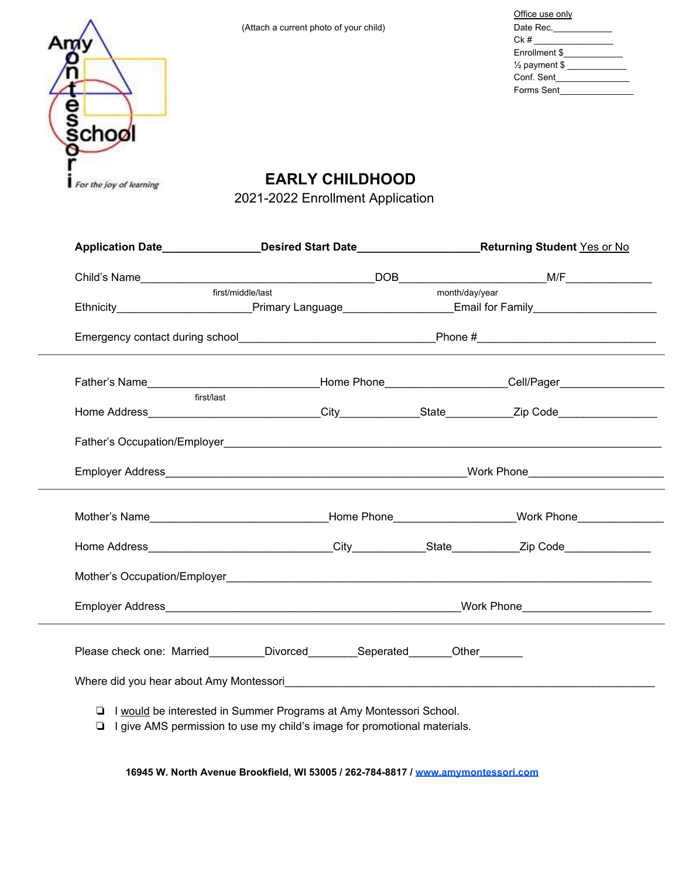Amy Montessori School
*For the joy of learning*

(Attach a current photo of your child)

Office use only
Date Rec.____________
Ck # ________________
Enrollment $____________
½ payment $ ____________
Conf. Sent_______________
Forms Sent_______________

# EARLY CHILDHOOD

2021-2022 Enrollment Application

**Application Date**_______________**Desired Start Date**__________________**Returning Student** Yes or No

Child's Name_____________________________________DOB_______________________M/F_____________
first/middle/last month/day/year

Ethnicity_____________________Primary Language_________________Email for Family___________________

Emergency contact during school______________________________Phone #___________________________

---

Father's Name___________________________Home Phone___________________Cell/Pager________________
first/last

Home Address___________________________City____________State__________Zip Code_______________

Father's Occupation/Employer_____________________________________________________________________

Employer Address_______________________________________________Work Phone_____________________

---

Mother's Name____________________________Home Phone___________________Work Phone_____________

Home Address_____________________________City___________State__________Zip Code_____________

Mother's Occupation/Employer____________________________________________________________________

Employer Address______________________________________________Work Phone____________________

---

Please check one: Married_________Divorced________Seperated_______Other_______

Where did you hear about Amy Montessori_____________________________________________________________

- ❏ I would be interested in Summer Programs at Amy Montessori School.
- ❏ I give AMS permission to use my child's image for promotional materials.

**16945 W. North Avenue Brookfield, WI 53005 / 262-784-8817 / www.amymontessori.com**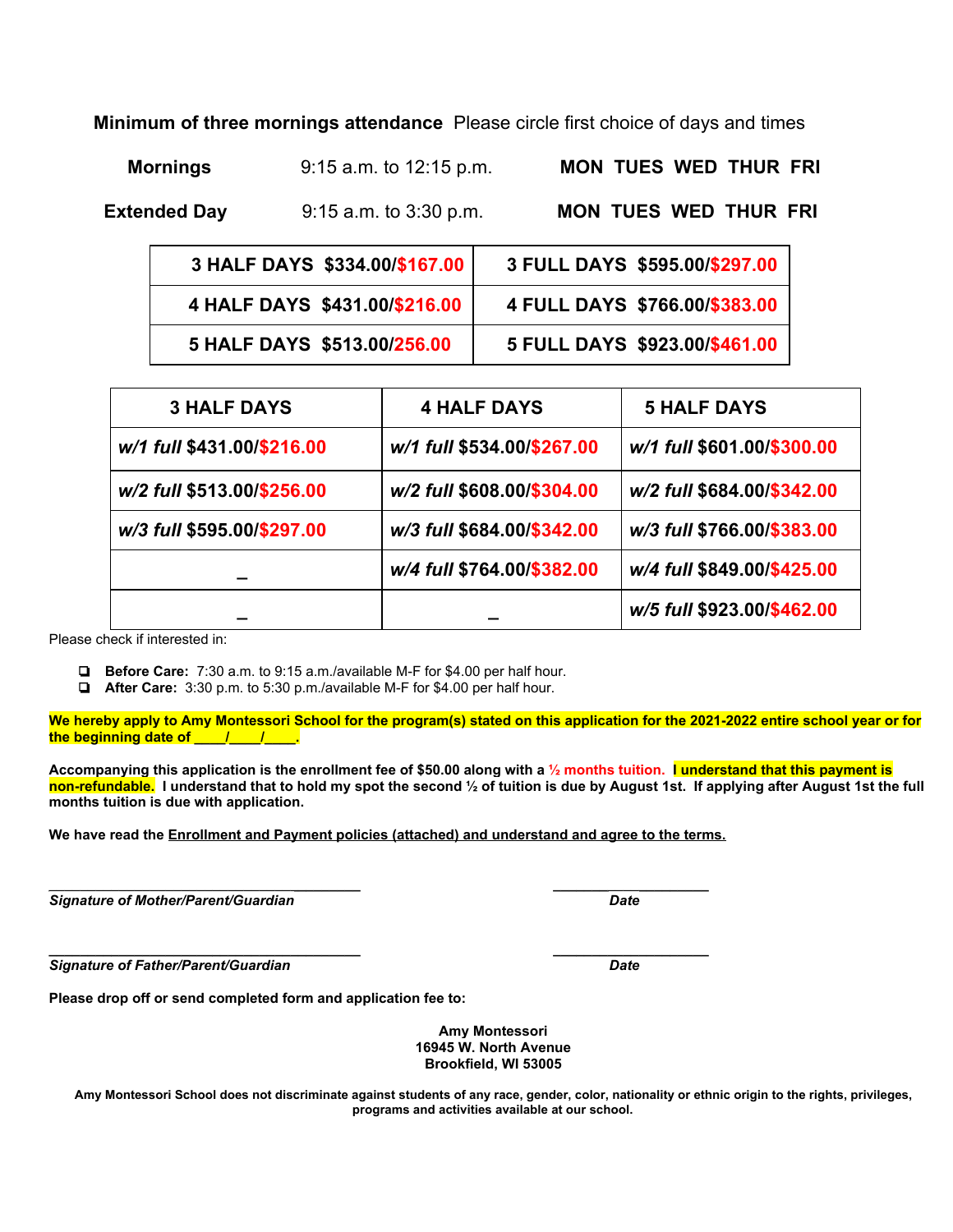**Minimum of three mornings attendance** Please circle first choice of days and times

**Mornings** 9:15 a.m. to 12:15 p.m. **MON TUES WED THUR FRI**

**Extended Day** 9:15 a.m. to 3:30 p.m. **MON TUES WED THUR FRI**

| | |
|---|---|
| **3 HALF DAYS $334.00/$167.00** | **3 FULL DAYS $595.00/$297.00** |
| **4 HALF DAYS $431.00/$216.00** | **4 FULL DAYS $766.00/$383.00** |
| **5 HALF DAYS $513.00/256.00** | **5 FULL DAYS $923.00/$461.00** |

| **3 HALF DAYS** | **4 HALF DAYS** | **5 HALF DAYS** |
|---|---|---|
| ***w/1 full*** **$431.00/$216.00** | ***w/1 full*** **$534.00/$267.00** | ***w/1 full*** **$601.00/$300.00** |
| ***w/2 full*** **$513.00/$256.00** | ***w/2 full*** **$608.00/$304.00** | ***w/2 full*** **$684.00/$342.00** |
| ***w/3 full*** **$595.00/$297.00** | ***w/3 full*** **$684.00/$342.00** | ***w/3 full*** **$766.00/$383.00** |
| _ | ***w/4 full*** **$764.00/$382.00** | ***w/4 full*** **$849.00/$425.00** |
| _ | _ | ***w/5 full*** **$923.00/$462.00** |

Please check if interested in:

- **Before Care:** 7:30 a.m. to 9:15 a.m./available M-F for $4.00 per half hour.
- **After Care:** 3:30 p.m. to 5:30 p.m./available M-F for $4.00 per half hour.

**We hereby apply to Amy Montessori School for the program(s) stated on this application for the 2021-2022 entire school year or for the beginning date of ____/____/____.**

**Accompanying this application is the enrollment fee of $50.00 along with a ½ months tuition. I understand that this payment is non-refundable. I understand that to hold my spot the second ½ of tuition is due by August 1st. If applying after August 1st the full months tuition is due with application.**

**We have read the Enrollment and Payment policies (attached) and understand and agree to the terms.**

______________________________________ ____________________

***Signature of Mother/Parent/Guardian*** ***Date***

______________________________________ ____________________

***Signature of Father/Parent/Guardian*** ***Date***

**Please drop off or send completed form and application fee to:**

**Amy Montessori**
**16945 W. North Avenue**
**Brookfield, WI 53005**

**Amy Montessori School does not discriminate against students of any race, gender, color, nationality or ethnic origin to the rights, privileges, programs and activities available at our school.**